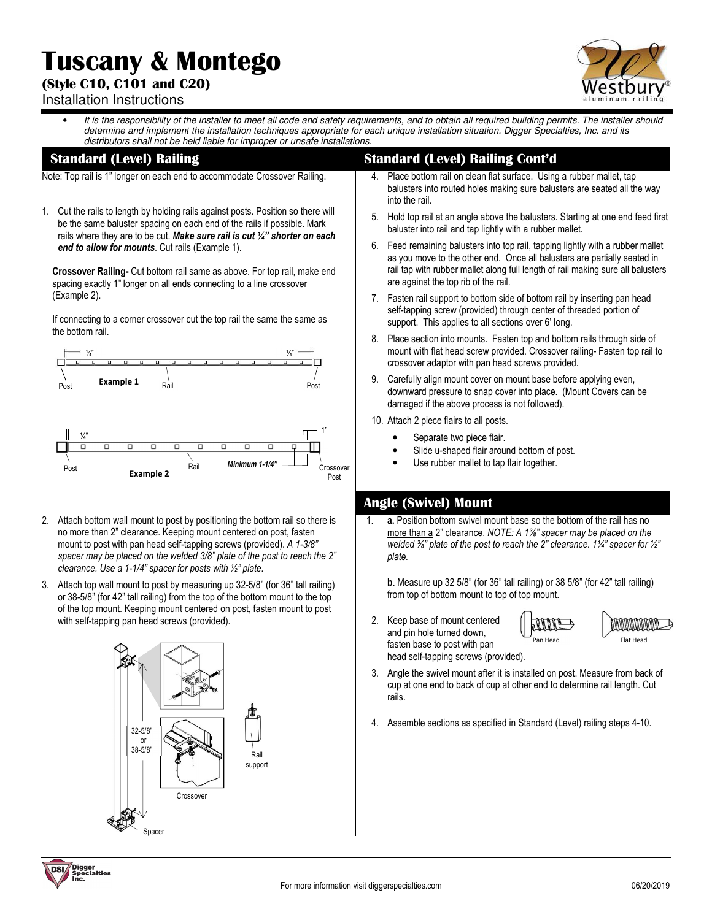# Tuscany & Montego

**(Style C10, C101 and C20)**

Installation Instructions

- *It is the responsibility of the installer to meet all code and safety requirements, and to obtain all required building permits. The installer should determine and implement the installation techniques appropriate for each unique installation situation. Digger Specialties, Inc. and its distributors shall not be held liable for improper or unsafe installations.*

## Standard (Level) Railing

Note: Top rail is 1" longer on each end to accommodate Crossover Railing.

1. Cut the rails to length by holding rails against posts. Position so there will be the same baluster spacing on each end of the rails if possible. Mark rails where they are to be cut. ***Make sure rail is cut ¼" shorter on each end to allow for mounts***. Cut rails (Example 1).

   **Crossover Railing-** Cut bottom rail same as above. For top rail, make end spacing exactly 1" longer on all ends connecting to a line crossover (Example 2).

   If connecting to a corner crossover cut the top rail the same the same as the bottom rail.

¼" ¼"
Post **Example 1** Rail Post

¼" 1"
Post **Example 2** Rail ***Minimum 1-1/4"*** Crossover Post

2. Attach bottom wall mount to post by positioning the bottom rail so there is no more than 2" clearance. Keeping mount centered on post, fasten mount to post with pan head self-tapping screws (provided). *A 1-3/8" spacer may be placed on the welded 3/8" plate of the post to reach the 2" clearance. Use a 1-1/4" spacer for posts with ½" plate.*
3. Attach top wall mount to post by measuring up 32-5/8" (for 36" tall railing) or 38-5/8" (for 42" tall railing) from the top of the bottom mount to the top of the top mount. Keeping mount centered on post, fasten mount to post with self-tapping pan head screws (provided).

32-5/8" or 38-5/8"
Crossover
Rail support
Spacer

## Standard (Level) Railing Cont'd

4. Place bottom rail on clean flat surface. Using a rubber mallet, tap balusters into routed holes making sure balusters are seated all the way into the rail.
5. Hold top rail at an angle above the balusters. Starting at one end feed first baluster into rail and tap lightly with a rubber mallet.
6. Feed remaining balusters into top rail, tapping lightly with a rubber mallet as you move to the other end. Once all balusters are partially seated in rail tap with rubber mallet along full length of rail making sure all balusters are against the top rib of the rail.
7. Fasten rail support to bottom side of bottom rail by inserting pan head self-tapping screw (provided) through center of threaded portion of support. This applies to all sections over 6' long.
8. Place section into mounts. Fasten top and bottom rails through side of mount with flat head screw provided. Crossover railing- Fasten top rail to crossover adaptor with pan head screws provided.
9. Carefully align mount cover on mount base before applying even, downward pressure to snap cover into place. (Mount Covers can be damaged if the above process is not followed).
10. Attach 2 piece flairs to all posts.
    - Separate two piece flair.
    - Slide u-shaped flair around bottom of post.
    - Use rubber mallet to tap flair together.

## Angle (Swivel) Mount

1. **a.** Position bottom swivel mount base so the bottom of the rail has no more than a 2" clearance. *NOTE: A 1⅜" spacer may be placed on the welded ⅜" plate of the post to reach the 2" clearance. 1¼" spacer for ½" plate.*

   **b**. Measure up 32 5/8" (for 36" tall railing) or 38 5/8" (for 42" tall railing) from top of bottom mount to top of top mount.

2. Keep base of mount centered and pin hole turned down, fasten base to post with pan head self-tapping screws (provided).

   Pan Head Flat Head

3. Angle the swivel mount after it is installed on post. Measure from back of cup at one end to back of cup at other end to determine rail length. Cut rails.
4. Assemble sections as specified in Standard (Level) railing steps 4-10.

For more information visit diggerspecialties.com 06/20/2019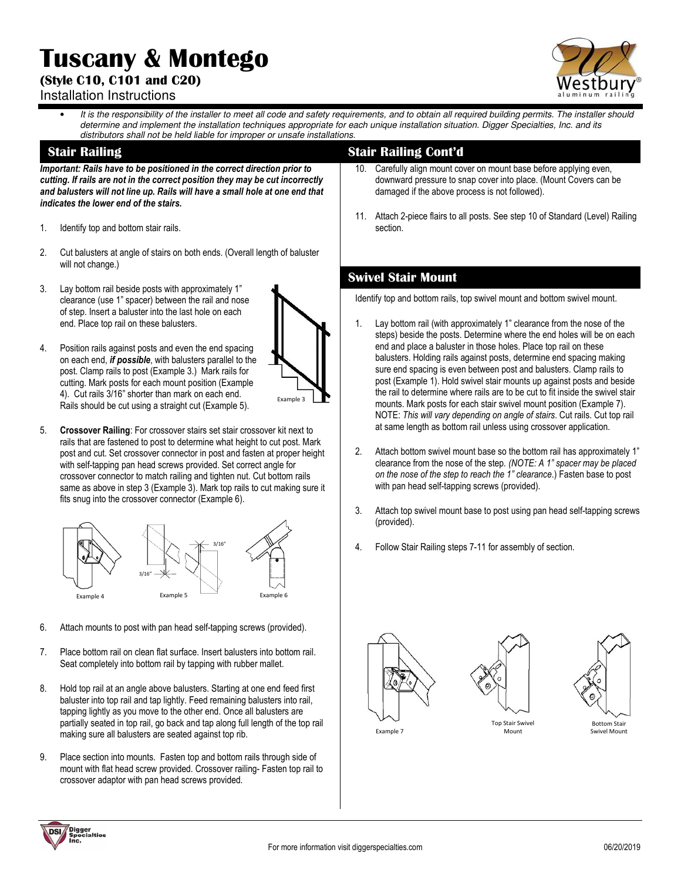# Tuscany & Montego

**(Style C10, C101 and C20)**

Installation Instructions

- *It is the responsibility of the installer to meet all code and safety requirements, and to obtain all required building permits. The installer should determine and implement the installation techniques appropriate for each unique installation situation. Digger Specialties, Inc. and its distributors shall not be held liable for improper or unsafe installations.*

## Stair Railing

***Important: Rails have to be positioned in the correct direction prior to cutting. If rails are not in the correct position they may be cut incorrectly and balusters will not line up. Rails will have a small hole at one end that indicates the lower end of the stairs.***

1. Identify top and bottom stair rails.
2. Cut balusters at angle of stairs on both ends. (Overall length of baluster will not change.)
3. Lay bottom rail beside posts with approximately 1" clearance (use 1" spacer) between the rail and nose of step. Insert a baluster into the last hole on each end. Place top rail on these balusters.
4. Position rails against posts and even the end spacing on each end, ***if possible***, with balusters parallel to the post. Clamp rails to post (Example 3.) Mark rails for cutting. Mark posts for each mount position (Example 4). Cut rails 3/16" shorter than mark on each end. Rails should be cut using a straight cut (Example 5).

Example 3

5. **Crossover Railing**: For crossover stairs set stair crossover kit next to rails that are fastened to post to determine what height to cut post. Mark post and cut. Set crossover connector in post and fasten at proper height with self-tapping pan head screws provided. Set correct angle for crossover connector to match railing and tighten nut. Cut bottom rails same as above in step 3 (Example 3). Mark top rails to cut making sure it fits snug into the crossover connector (Example 6).

Example 4

3/16"

3/16"

Example 5

Example 6

6. Attach mounts to post with pan head self-tapping screws (provided).
7. Place bottom rail on clean flat surface. Insert balusters into bottom rail. Seat completely into bottom rail by tapping with rubber mallet.
8. Hold top rail at an angle above balusters. Starting at one end feed first baluster into top rail and tap lightly. Feed remaining balusters into rail, tapping lightly as you move to the other end. Once all balusters are partially seated in top rail, go back and tap along full length of the top rail making sure all balusters are seated against top rib.
9. Place section into mounts. Fasten top and bottom rails through side of mount with flat head screw provided. Crossover railing- Fasten top rail to crossover adaptor with pan head screws provided.

## Stair Railing Cont'd

10. Carefully align mount cover on mount base before applying even, downward pressure to snap cover into place. (Mount Covers can be damaged if the above process is not followed).
11. Attach 2-piece flairs to all posts. See step 10 of Standard (Level) Railing section.

## Swivel Stair Mount

Identify top and bottom rails, top swivel mount and bottom swivel mount.

1. Lay bottom rail (with approximately 1" clearance from the nose of the steps) beside the posts. Determine where the end holes will be on each end and place a baluster in those holes. Place top rail on these balusters. Holding rails against posts, determine end spacing making sure end spacing is even between post and balusters. Clamp rails to post (Example 1). Hold swivel stair mounts up against posts and beside the rail to determine where rails are to be cut to fit inside the swivel stair mounts. Mark posts for each stair swivel mount position (Example 7). NOTE: *This will vary depending on angle of stairs*. Cut rails. Cut top rail at same length as bottom rail unless using crossover application.
2. Attach bottom swivel mount base so the bottom rail has approximately 1" clearance from the nose of the step. *(NOTE: A 1" spacer may be placed on the nose of the step to reach the 1" clearance.)* Fasten base to post with pan head self-tapping screws (provided).
3. Attach top swivel mount base to post using pan head self-tapping screws (provided).
4. Follow Stair Railing steps 7-11 for assembly of section.

Example 7

Top Stair Swivel Mount

Bottom Stair Swivel Mount

For more information visit diggerspecialties.com

06/20/2019